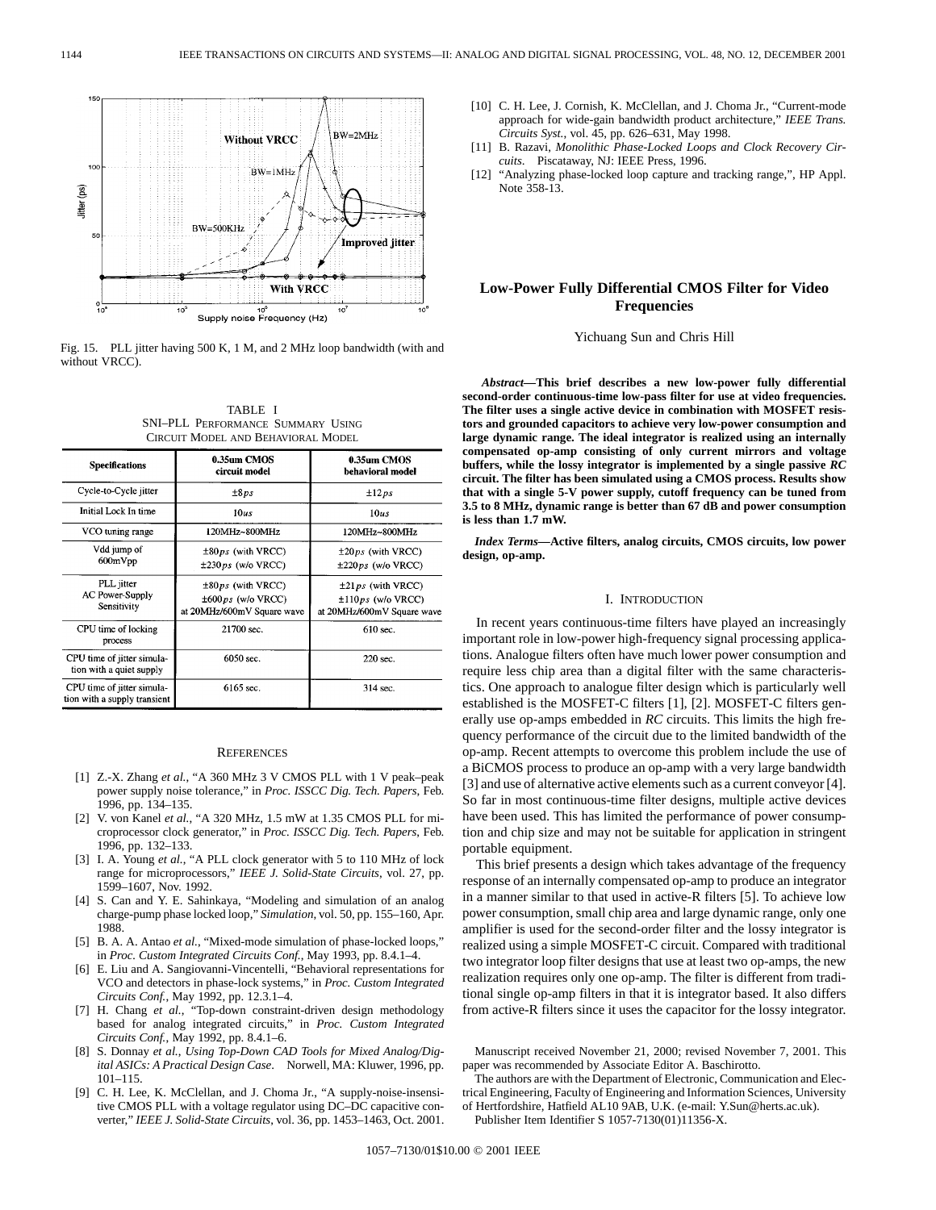Jitter (ps)

150

100

50

0

$10^4$ $10^5$ $10^6$ $10^7$ $10^8$

Supply noise Frequency (Hz)

Without VRCC

BW=2MHz

BW=1MHz

BW=500KHz

Improved jitter

With VRCC

Fig. 15. PLL jitter having 500 K, 1 M, and 2 MHz loop bandwidth (with and without VRCC).

TABLE I
SNI–PLL PERFORMANCE SUMMARY USING CIRCUIT MODEL AND BEHAVIORAL MODEL

| Specifications | 0.35um CMOS circuit model | 0.35um CMOS behavioral model |
|---|---|---|
| Cycle-to-Cycle jitter | $\pm 8ps$ | $\pm 12ps$ |
| Initial Lock In time | $10us$ | $10us$ |
| VCO tuning range | 120MHz~800MHz | 120MHz~800MHz |
| Vdd jump of 600mVpp | $\pm 80ps$ (with VRCC) $\pm 230ps$ (w/o VRCC) | $\pm 20ps$ (with VRCC) $\pm 220ps$ (w/o VRCC) |
| PLL jitter AC Power-Supply Sensitivity | $\pm 80ps$ (with VRCC) $\pm 600ps$ (w/o VRCC) at 20MHz/600mV Square wave | $\pm 21ps$ (with VRCC) $\pm 110ps$ (w/o VRCC) at 20MHz/600mV Square wave |
| CPU time of locking process | 21700 sec. | 610 sec. |
| CPU time of jitter simulation with a quiet supply | 6050 sec. | 220 sec. |
| CPU time of jitter simulation with a supply transient | 6165 sec. | 314 sec. |

## REFERENCES

[1] Z.-X. Zhang *et al.*, "A 360 MHz 3 V CMOS PLL with 1 V peak–peak power supply noise tolerance," in *Proc. ISSCC Dig. Tech. Papers*, Feb. 1996, pp. 134–135.

[2] V. von Kanel *et al.*, "A 320 MHz, 1.5 mW at 1.35 CMOS PLL for microprocessor clock generator," in *Proc. ISSCC Dig. Tech. Papers*, Feb. 1996, pp. 132–133.

[3] I. A. Young *et al.*, "A PLL clock generator with 5 to 110 MHz of lock range for microprocessors," *IEEE J. Solid-State Circuits*, vol. 27, pp. 1599–1607, Nov. 1992.

[4] S. Can and Y. E. Sahinkaya, "Modeling and simulation of an analog charge-pump phase locked loop," *Simulation*, vol. 50, pp. 155–160, Apr. 1988.

[5] B. A. A. Antao *et al.*, "Mixed-mode simulation of phase-locked loops," in *Proc. Custom Integrated Circuits Conf.*, May 1993, pp. 8.4.1–4.

[6] E. Liu and A. Sangiovanni-Vincentelli, "Behavioral representations for VCO and detectors in phase-lock systems," in *Proc. Custom Integrated Circuits Conf.*, May 1992, pp. 12.3.1–4.

[7] H. Chang *et al.*, "Top-down constraint-driven design methodology based for analog integrated circuits," in *Proc. Custom Integrated Circuits Conf.*, May 1992, pp. 8.4.1–6.

[8] S. Donnay *et al.*, *Using Top-Down CAD Tools for Mixed Analog/Digital ASICs: A Practical Design Case*. Norwell, MA: Kluwer, 1996, pp. 101–115.

[9] C. H. Lee, K. McClellan, and J. Choma Jr., "A supply-noise-insensitive CMOS PLL with a voltage regulator using DC–DC capacitive converter," *IEEE J. Solid-State Circuits*, vol. 36, pp. 1453–1463, Oct. 2001.

[10] C. H. Lee, J. Cornish, K. McClellan, and J. Choma Jr., "Current-mode approach for wide-gain bandwidth product architecture," *IEEE Trans. Circuits Syst.*, vol. 45, pp. 626–631, May 1998.

[11] B. Razavi, *Monolithic Phase-Locked Loops and Clock Recovery Circuits*. Piscataway, NJ: IEEE Press, 1996.

[12] "Analyzing phase-locked loop capture and tracking range,", HP Appl. Note 358-13.

# Low-Power Fully Differential CMOS Filter for Video Frequencies

Yichuang Sun and Chris Hill

***Abstract*—This brief describes a new low-power fully differential second-order continuous-time low-pass filter for use at video frequencies. The filter uses a single active device in combination with MOSFET resistors and grounded capacitors to achieve very low-power consumption and large dynamic range. The ideal integrator is realized using an internally compensated op-amp consisting of only current mirrors and voltage buffers, while the lossy integrator is implemented by a single passive *RC* circuit. The filter has been simulated using a CMOS process. Results show that with a single 5-V power supply, cutoff frequency can be tuned from 3.5 to 8 MHz, dynamic range is better than 67 dB and power consumption is less than 1.7 mW.**

***Index Terms*—Active filters, analog circuits, CMOS circuits, low power design, op-amp.**

## I. INTRODUCTION

In recent years continuous-time filters have played an increasingly important role in low-power high-frequency signal processing applications. Analogue filters often have much lower power consumption and require less chip area than a digital filter with the same characteristics. One approach to analogue filter design which is particularly well established is the MOSFET-C filters [1], [2]. MOSFET-C filters generally use op-amps embedded in *RC* circuits. This limits the high frequency performance of the circuit due to the limited bandwidth of the op-amp. Recent attempts to overcome this problem include the use of a BiCMOS process to produce an op-amp with a very large bandwidth [3] and use of alternative active elements such as a current conveyor [4]. So far in most continuous-time filter designs, multiple active devices have been used. This has limited the performance of power consumption and chip size and may not be suitable for application in stringent portable equipment.

This brief presents a design which takes advantage of the frequency response of an internally compensated op-amp to produce an integrator in a manner similar to that used in active-R filters [5]. To achieve low power consumption, small chip area and large dynamic range, only one amplifier is used for the second-order filter and the lossy integrator is realized using a simple MOSFET-C circuit. Compared with traditional two integrator loop filter designs that use at least two op-amps, the new realization requires only one op-amp. The filter is different from traditional single op-amp filters in that it is integrator based. It also differs from active-R filters since it uses the capacitor for the lossy integrator.

Manuscript received November 21, 2000; revised November 7, 2001. This paper was recommended by Associate Editor A. Baschirotto.

The authors are with the Department of Electronic, Communication and Electrical Engineering, Faculty of Engineering and Information Sciences, University of Hertfordshire, Hatfield AL10 9AB, U.K. (e-mail: Y.Sun@herts.ac.uk).

Publisher Item Identifier S 1057-7130(01)11356-X.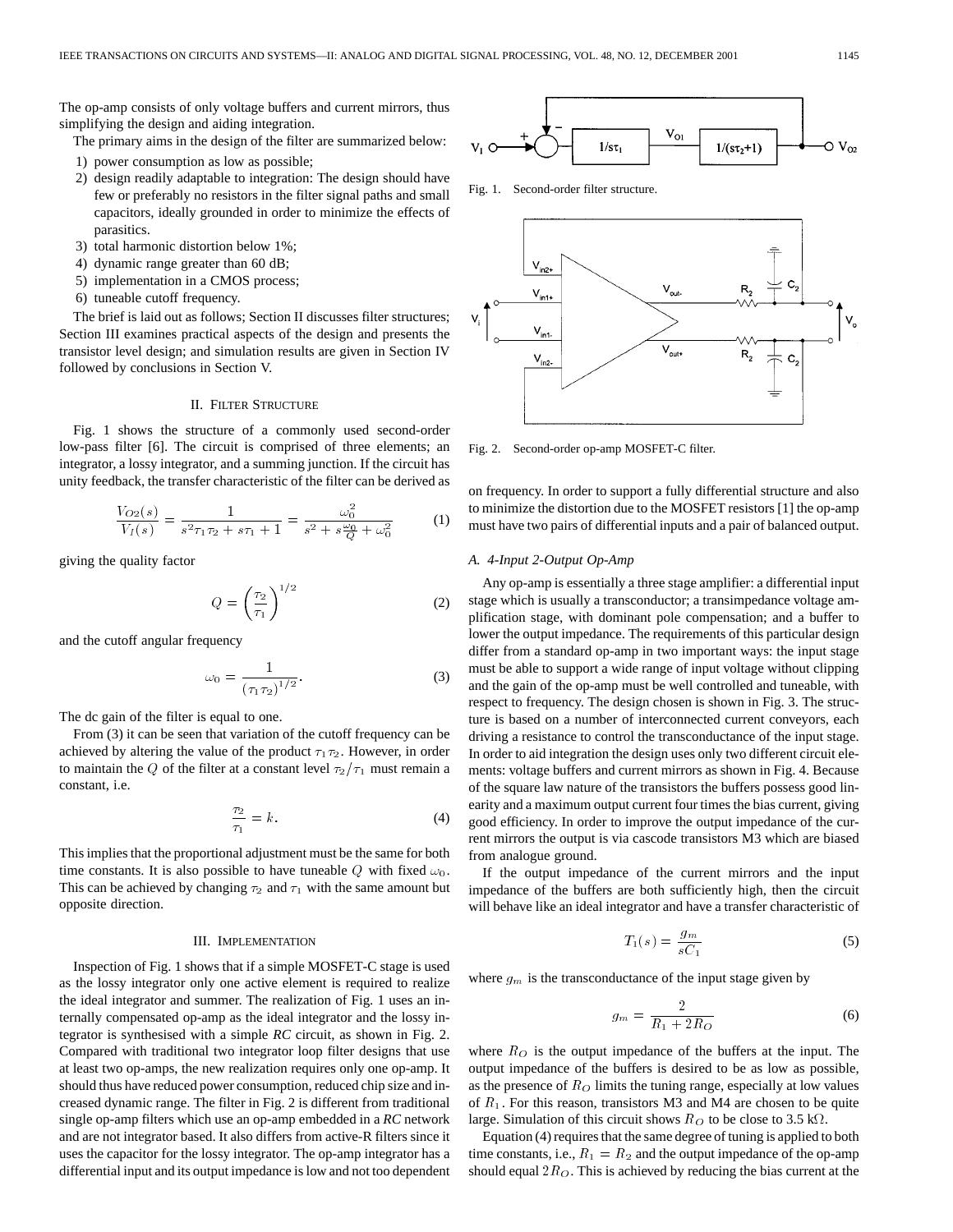The op-amp consists of only voltage buffers and current mirrors, thus simplifying the design and aiding integration.

The primary aims in the design of the filter are summarized below:

1) power consumption as low as possible;
2) design readily adaptable to integration: The design should have few or preferably no resistors in the filter signal paths and small capacitors, ideally grounded in order to minimize the effects of parasitics.
3) total harmonic distortion below 1%;
4) dynamic range greater than 60 dB;
5) implementation in a CMOS process;
6) tuneable cutoff frequency.

The brief is laid out as follows; Section II discusses filter structures; Section III examines practical aspects of the design and presents the transistor level design; and simulation results are given in Section IV followed by conclusions in Section V.

## II. Filter Structure

Fig. 1 shows the structure of a commonly used second-order low-pass filter [6]. The circuit is comprised of three elements; an integrator, a lossy integrator, and a summing junction. If the circuit has unity feedback, the transfer characteristic of the filter can be derived as

$$\frac{V_{O2}(s)}{V_I(s)} = \frac{1}{s^2\tau_1\tau_2 + s\tau_1 + 1} = \frac{\omega_0^2}{s^2 + s\frac{\omega_0}{Q} + \omega_0^2} \tag{1}$$

giving the quality factor

$$Q = \left(\frac{\tau_2}{\tau_1}\right)^{1/2} \tag{2}$$

and the cutoff angular frequency

$$\omega_0 = \frac{1}{(\tau_1\tau_2)^{1/2}}. \tag{3}$$

The dc gain of the filter is equal to one.

From (3) it can be seen that variation of the cutoff frequency can be achieved by altering the value of the product $\tau_1\tau_2$. However, in order to maintain the $Q$ of the filter at a constant level $\tau_2/\tau_1$ must remain a constant, i.e.

$$\frac{\tau_2}{\tau_1} = k. \tag{4}$$

This implies that the proportional adjustment must be the same for both time constants. It is also possible to have tuneable $Q$ with fixed $\omega_0$. This can be achieved by changing $\tau_2$ and $\tau_1$ with the same amount but opposite direction.

## III. Implementation

Inspection of Fig. 1 shows that if a simple MOSFET-C stage is used as the lossy integrator only one active element is required to realize the ideal integrator and summer. The realization of Fig. 1 uses an internally compensated op-amp as the ideal integrator and the lossy integrator is synthesised with a simple *RC* circuit, as shown in Fig. 2. Compared with traditional two integrator loop filter designs that use at least two op-amps, the new realization requires only one op-amp. It should thus have reduced power consumption, reduced chip size and increased dynamic range. The filter in Fig. 2 is different from traditional single op-amp filters which use an op-amp embedded in a *RC* network and are not integrator based. It also differs from active-R filters since it uses the capacitor for the lossy integrator. The op-amp integrator has a differential input and its output impedance is low and not too dependent on frequency. In order to support a fully differential structure and also to minimize the distortion due to the MOSFET resistors [1] the op-amp must have two pairs of differential inputs and a pair of balanced output.

Fig. 1. Second-order filter structure.

Fig. 2. Second-order op-amp MOSFET-C filter.

### A. 4-Input 2-Output Op-Amp

Any op-amp is essentially a three stage amplifier: a differential input stage which is usually a transconductor; a transimpedance voltage amplification stage, with dominant pole compensation; and a buffer to lower the output impedance. The requirements of this particular design differ from a standard op-amp in two important ways: the input stage must be able to support a wide range of input voltage without clipping and the gain of the op-amp must be well controlled and tuneable, with respect to frequency. The design chosen is shown in Fig. 3. The structure is based on a number of interconnected current conveyors, each driving a resistance to control the transconductance of the input stage. In order to aid integration the design uses only two different circuit elements: voltage buffers and current mirrors as shown in Fig. 4. Because of the square law nature of the transistors the buffers possess good linearity and a maximum output current four times the bias current, giving good efficiency. In order to improve the output impedance of the current mirrors the output is via cascode transistors M3 which are biased from analogue ground.

If the output impedance of the current mirrors and the input impedance of the buffers are both sufficiently high, then the circuit will behave like an ideal integrator and have a transfer characteristic of

$$T_1(s) = \frac{g_m}{sC_1} \tag{5}$$

where $g_m$ is the transconductance of the input stage given by

$$g_m = \frac{2}{R_1 + 2R_O} \tag{6}$$

where $R_O$ is the output impedance of the buffers at the input. The output impedance of the buffers is desired to be as low as possible, as the presence of $R_O$ limits the tuning range, especially at low values of $R_1$. For this reason, transistors M3 and M4 are chosen to be quite large. Simulation of this circuit shows $R_O$ to be close to 3.5 kΩ.

Equation (4) requires that the same degree of tuning is applied to both time constants, i.e., $R_1 = R_2$ and the output impedance of the op-amp should equal $2R_O$. This is achieved by reducing the bias current at the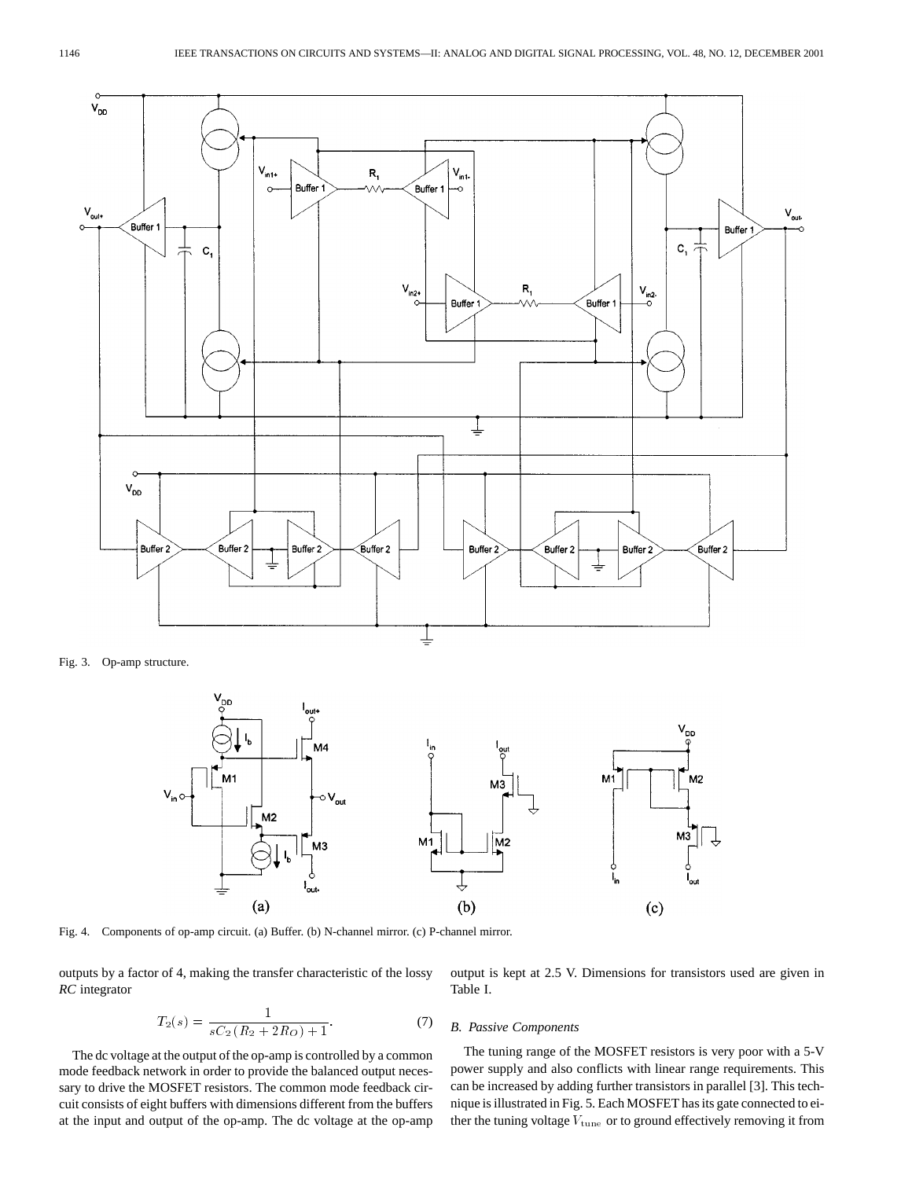Fig. 3. Op-amp structure.

Fig. 4. Components of op-amp circuit. (a) Buffer. (b) N-channel mirror. (c) P-channel mirror.

outputs by a factor of 4, making the transfer characteristic of the lossy *RC* integrator

$$T_2(s) = \frac{1}{sC_2(R_2 + 2R_O) + 1}. \tag{7}$$

The dc voltage at the output of the op-amp is controlled by a common mode feedback network in order to provide the balanced output necessary to drive the MOSFET resistors. The common mode feedback circuit consists of eight buffers with dimensions different from the buffers at the input and output of the op-amp. The dc voltage at the op-amp output is kept at 2.5 V. Dimensions for transistors used are given in Table I.

### *B. Passive Components*

The tuning range of the MOSFET resistors is very poor with a 5-V power supply and also conflicts with linear range requirements. This can be increased by adding further transistors in parallel [3]. This technique is illustrated in Fig. 5. Each MOSFET has its gate connected to either the tuning voltage $V_{\rm tune}$ or to ground effectively removing it from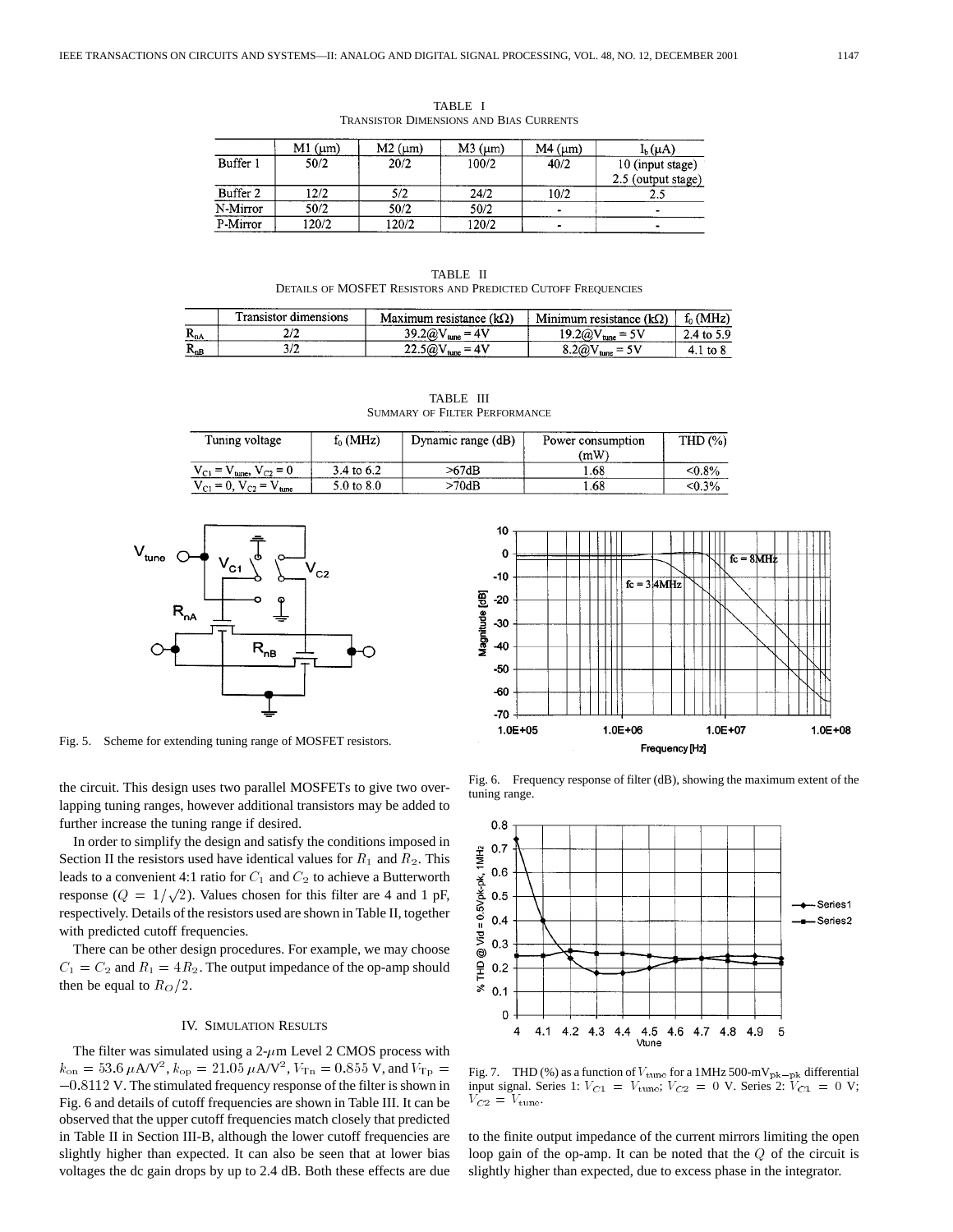TABLE I
TRANSISTOR DIMENSIONS AND BIAS CURRENTS

| | M1 (μm) | M2 (μm) | M3 (μm) | M4 (μm) | $I_b$ (μA) |
|---|---|---|---|---|---|
| Buffer 1 | 50/2 | 20/2 | 100/2 | 40/2 | 10 (input stage) 2.5 (output stage) |
| Buffer 2 | 12/2 | 5/2 | 24/2 | 10/2 | 2.5 |
| N-Mirror | 50/2 | 50/2 | 50/2 | - | - |
| P-Mirror | 120/2 | 120/2 | 120/2 | - | - |

TABLE II
DETAILS OF MOSFET RESISTORS AND PREDICTED CUTOFF FREQUENCIES

| | Transistor dimensions | Maximum resistance (kΩ) | Minimum resistance (kΩ) | $f_0$ (MHz) |
|---|---|---|---|---|
| $R_{nA}$ | 2/2 | 39.2@$V_{tune}$ = 4V | 19.2@$V_{tune}$ = 5V | 2.4 to 5.9 |
| $R_{nB}$ | 3/2 | 22.5@$V_{tune}$ = 4V | 8.2@$V_{tune}$ = 5V | 4.1 to 8 |

TABLE III
SUMMARY OF FILTER PERFORMANCE

| Tuning voltage | $f_0$ (MHz) | Dynamic range (dB) | Power consumption (mW) | THD (%) |
|---|---|---|---|---|
| $V_{C1} = V_{tune}$, $V_{C2} = 0$ | 3.4 to 6.2 | >67dB | 1.68 | <0.8% |
| $V_{C1} = 0$, $V_{C2} = V_{tune}$ | 5.0 to 8.0 | >70dB | 1.68 | <0.3% |

Fig. 5. Scheme for extending tuning range of MOSFET resistors.

the circuit. This design uses two parallel MOSFETs to give two overlapping tuning ranges, however additional transistors may be added to further increase the tuning range if desired.

In order to simplify the design and satisfy the conditions imposed in Section II the resistors used have identical values for $R_1$ and $R_2$. This leads to a convenient 4:1 ratio for $C_1$ and $C_2$ to achieve a Butterworth response ($Q = 1/\sqrt{2}$). Values chosen for this filter are 4 and 1 pF, respectively. Details of the resistors used are shown in Table II, together with predicted cutoff frequencies.

There can be other design procedures. For example, we may choose $C_1 = C_2$ and $R_1 = 4R_2$. The output impedance of the op-amp should then be equal to $R_O/2$.

## IV. SIMULATION RESULTS

The filter was simulated using a 2-$\mu$m Level 2 CMOS process with $k_{\text{on}} = 53.6\,\mu\text{A/V}^2$, $k_{\text{op}} = 21.05\,\mu\text{A/V}^2$, $V_{\text{Tn}} = 0.855$ V, and $V_{\text{Tp}} = -0.8112$ V. The stimulated frequency response of the filter is shown in Fig. 6 and details of cutoff frequencies are shown in Table III. It can be observed that the upper cutoff frequencies match closely that predicted in Table II in Section III-B, although the lower cutoff frequencies are slightly higher than expected. It can also be seen that at lower bias voltages the dc gain drops by up to 2.4 dB. Both these effects are due to the finite output impedance of the current mirrors limiting the open loop gain of the op-amp. It can be noted that the $Q$ of the circuit is slightly higher than expected, due to excess phase in the integrator.

Fig. 6. Frequency response of filter (dB), showing the maximum extent of the tuning range.

Fig. 7. THD (%) as a function of $V_{\text{tune}}$ for a 1MHz 500-mV$_{\text{pk-pk}}$ differential input signal. Series 1: $V_{C1} = V_{\text{tune}}$; $V_{C2} = 0$ V. Series 2: $V_{C1} = 0$ V; $V_{C2} = V_{\text{tune}}$.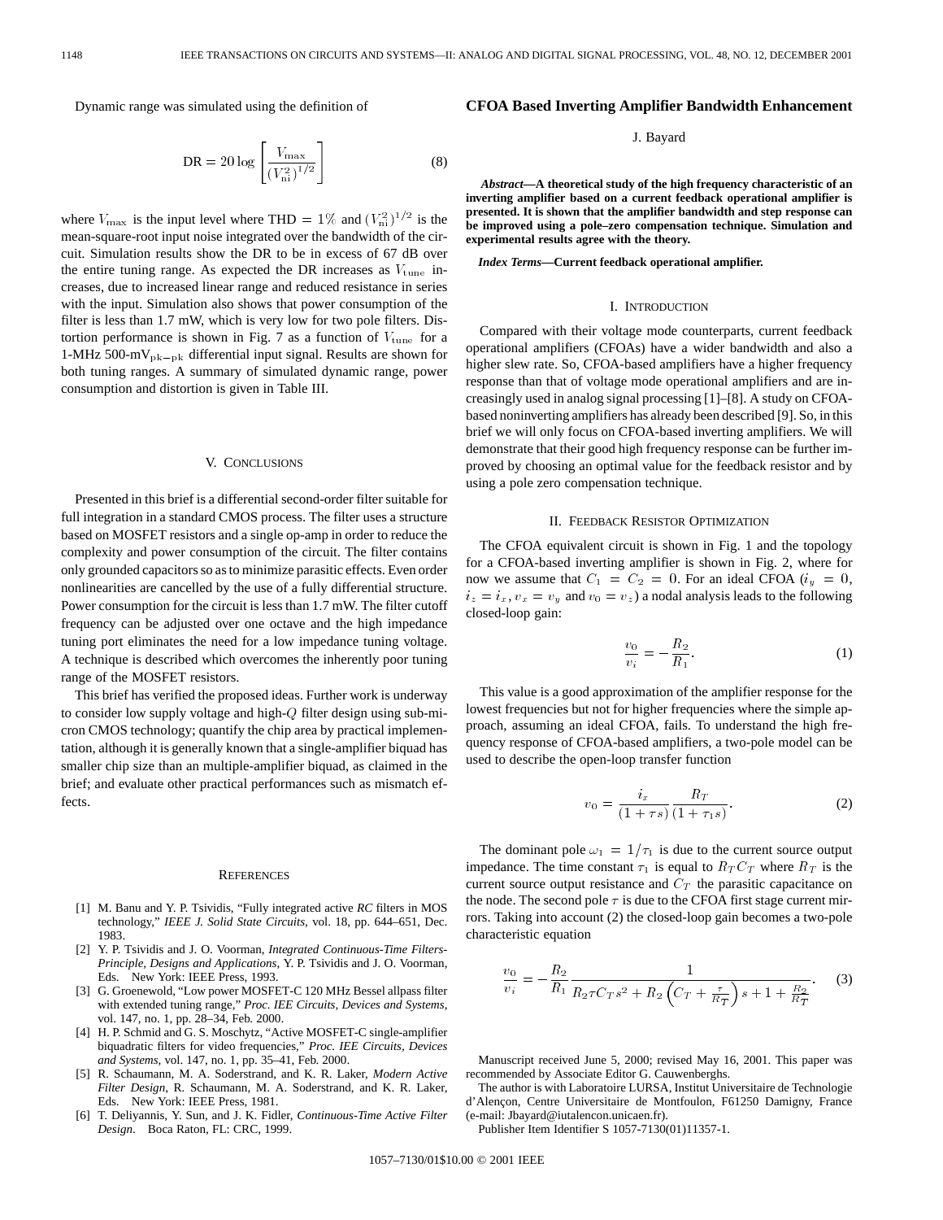Dynamic range was simulated using the definition of

$$\mathrm{DR} = 20 \log \left[ \frac{V_{\max}}{(V_{\mathrm{ni}}^2)^{1/2}} \right] \tag{8}$$

where $V_{\max}$ is the input level where THD $= 1\%$ and $(V_{\mathrm{ni}}^2)^{1/2}$ is the mean-square-root input noise integrated over the bandwidth of the circuit. Simulation results show the DR to be in excess of 67 dB over the entire tuning range. As expected the DR increases as $V_{\mathrm{tune}}$ increases, due to increased linear range and reduced resistance in series with the input. Simulation also shows that power consumption of the filter is less than 1.7 mW, which is very low for two pole filters. Distortion performance is shown in Fig. 7 as a function of $V_{\mathrm{tune}}$ for a 1-MHz 500-$\mathrm{mV_{pk-pk}}$ differential input signal. Results are shown for both tuning ranges. A summary of simulated dynamic range, power consumption and distortion is given in Table III.

## V. Conclusions

Presented in this brief is a differential second-order filter suitable for full integration in a standard CMOS process. The filter uses a structure based on MOSFET resistors and a single op-amp in order to reduce the complexity and power consumption of the circuit. The filter contains only grounded capacitors so as to minimize parasitic effects. Even order nonlinearities are cancelled by the use of a fully differential structure. Power consumption for the circuit is less than 1.7 mW. The filter cutoff frequency can be adjusted over one octave and the high impedance tuning port eliminates the need for a low impedance tuning voltage. A technique is described which overcomes the inherently poor tuning range of the MOSFET resistors.

This brief has verified the proposed ideas. Further work is underway to consider low supply voltage and high-$Q$ filter design using sub-micron CMOS technology; quantify the chip area by practical implementation, although it is generally known that a single-amplifier biquad has smaller chip size than an multiple-amplifier biquad, as claimed in the brief; and evaluate other practical performances such as mismatch effects.

## References

[1] M. Banu and Y. P. Tsividis, "Fully integrated active *RC* filters in MOS technology," *IEEE J. Solid State Circuits*, vol. 18, pp. 644–651, Dec. 1983.

[2] Y. P. Tsividis and J. O. Voorman, *Integrated Continuous-Time Filters-Principle, Designs and Applications*, Y. P. Tsividis and J. O. Voorman, Eds. New York: IEEE Press, 1993.

[3] G. Groenewold, "Low power MOSFET-C 120 MHz Bessel allpass filter with extended tuning range," *Proc. IEE Circuits, Devices and Systems*, vol. 147, no. 1, pp. 28–34, Feb. 2000.

[4] H. P. Schmid and G. S. Moschytz, "Active MOSFET-C single-amplifier biquadratic filters for video frequencies," *Proc. IEE Circuits, Devices and Systems*, vol. 147, no. 1, pp. 35–41, Feb. 2000.

[5] R. Schaumann, M. A. Soderstrand, and K. R. Laker, *Modern Active Filter Design*, R. Schaumann, M. A. Soderstrand, and K. R. Laker, Eds. New York: IEEE Press, 1981.

[6] T. Deliyannis, Y. Sun, and J. K. Fidler, *Continuous-Time Active Filter Design*. Boca Raton, FL: CRC, 1999.

# CFOA Based Inverting Amplifier Bandwidth Enhancement

J. Bayard

***Abstract*—A theoretical study of the high frequency characteristic of an inverting amplifier based on a current feedback operational amplifier is presented. It is shown that the amplifier bandwidth and step response can be improved using a pole–zero compensation technique. Simulation and experimental results agree with the theory.**

***Index Terms*—Current feedback operational amplifier.**

## I. Introduction

Compared with their voltage mode counterparts, current feedback operational amplifiers (CFOAs) have a wider bandwidth and also a higher slew rate. So, CFOA-based amplifiers have a higher frequency response than that of voltage mode operational amplifiers and are increasingly used in analog signal processing [1]–[8]. A study on CFOA-based noninverting amplifiers has already been described [9]. So, in this brief we will only focus on CFOA-based inverting amplifiers. We will demonstrate that their good high frequency response can be further improved by choosing an optimal value for the feedback resistor and by using a pole zero compensation technique.

## II. Feedback Resistor Optimization

The CFOA equivalent circuit is shown in Fig. 1 and the topology for a CFOA-based inverting amplifier is shown in Fig. 2, where for now we assume that $C_1 = C_2 = 0$. For an ideal CFOA ($i_y = 0$, $i_z = i_x, v_x = v_y$ and $v_0 = v_z$) a nodal analysis leads to the following closed-loop gain:

$$\frac{v_0}{v_i} = -\frac{R_2}{R_1}. \tag{1}$$

This value is a good approximation of the amplifier response for the lowest frequencies but not for higher frequencies where the simple approach, assuming an ideal CFOA, fails. To understand the high frequency response of CFOA-based amplifiers, a two-pole model can be used to describe the open-loop transfer function

$$v_0 = \frac{i_x}{(1+\tau s)} \frac{R_T}{(1+\tau_1 s)}. \tag{2}$$

The dominant pole $\omega_1 = 1/\tau_1$ is due to the current source output impedance. The time constant $\tau_1$ is equal to $R_T C_T$ where $R_T$ is the current source output resistance and $C_T$ the parasitic capacitance on the node. The second pole $\tau$ is due to the CFOA first stage current mirrors. Taking into account (2) the closed-loop gain becomes a two-pole characteristic equation

$$\frac{v_0}{v_i} = -\frac{R_2}{R_1} \frac{1}{R_2 \tau C_T s^2 + R_2 \left( C_T + \frac{\tau}{R_T} \right) s + 1 + \frac{R_2}{R_T}}. \tag{3}$$

Manuscript received June 5, 2000; revised May 16, 2001. This paper was recommended by Associate Editor G. Cauwenberghs.

The author is with Laboratoire LURSA, Institut Universitaire de Technologie d'Alençon, Centre Universitaire de Montfoulon, F61250 Damigny, France (e-mail: Jbayard@iutalencon.unicaen.fr).

Publisher Item Identifier S 1057-7130(01)11357-1.